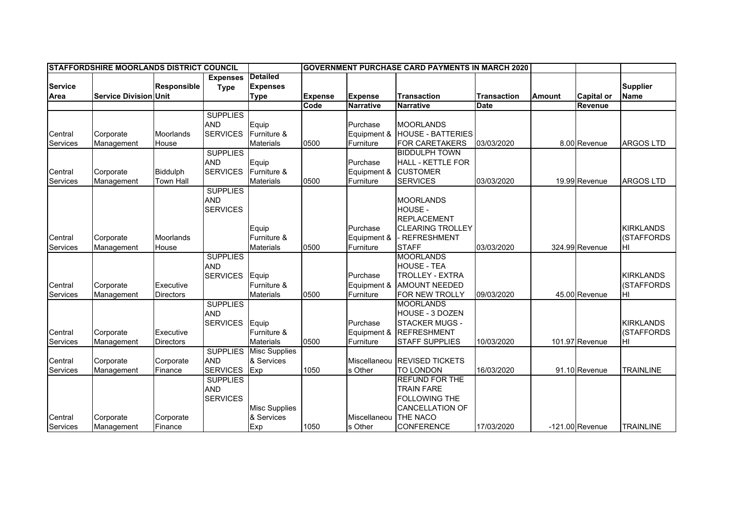| STAFFORDSHIRE MOORLANDS DISTRICT COUNCIL | | | | | GOVERNMENT PURCHASE CARD PAYMENTS IN MARCH 2020 | | | | | | |
|---|---|---|---|---|---|---|---|---|---|---|---|
| Service Area | Service Division | Responsible Unit | Expenses Type | Detailed Expenses Type | Expense Code | Expense Narrative | Transaction Narrative | Transaction Date | Amount | Capital or Revenue | Supplier Name |
| Central Services | Corporate Management | Moorlands House | SUPPLIES AND SERVICES | Equip Furniture & Materials | 0500 | Purchase Equipment & Furniture | MOORLANDS HOUSE - BATTERIES FOR CARETAKERS | 03/03/2020 | 8.00 | Revenue | ARGOS LTD |
| Central Services | Corporate Management | Biddulph Town Hall | SUPPLIES AND SERVICES | Equip Furniture & Materials | 0500 | Purchase Equipment & Furniture | BIDDULPH TOWN HALL - KETTLE FOR CUSTOMER SERVICES | 03/03/2020 | 19.99 | Revenue | ARGOS LTD |
| Central Services | Corporate Management | Moorlands House | SUPPLIES AND SERVICES | Equip Furniture & Materials | 0500 | Purchase Equipment & Furniture | MOORLANDS HOUSE - REPLACEMENT CLEARING TROLLEY - REFRESHMENT STAFF | 03/03/2020 | 324.99 | Revenue | KIRKLANDS (STAFFORDS HI |
| Central Services | Corporate Management | Executive Directors | SUPPLIES AND SERVICES | Equip Furniture & Materials | 0500 | Purchase Equipment & Furniture | MOORLANDS HOUSE - TEA TROLLEY - EXTRA AMOUNT NEEDED FOR NEW TROLLY | 09/03/2020 | 45.00 | Revenue | KIRKLANDS (STAFFORDS HI |
| Central Services | Corporate Management | Executive Directors | SUPPLIES AND SERVICES | Equip Furniture & Materials | 0500 | Purchase Equipment & Furniture | MOORLANDS HOUSE - 3 DOZEN STACKER MUGS - REFRESHMENT STAFF SUPPLIES | 10/03/2020 | 101.97 | Revenue | KIRKLANDS (STAFFORDS HI |
| Central Services | Corporate Management | Corporate Finance | SUPPLIES AND SERVICES | Misc Supplies & Services Exp | 1050 | Miscellaneous Other | REVISED TICKETS TO LONDON | 16/03/2020 | 91.10 | Revenue | TRAINLINE |
| Central Services | Corporate Management | Corporate Finance | SUPPLIES AND SERVICES | Misc Supplies & Services Exp | 1050 | Miscellaneous Other | REFUND FOR THE TRAIN FARE FOLLOWING THE CANCELLATION OF THE NACO CONFERENCE | 17/03/2020 | -121.00 | Revenue | TRAINLINE |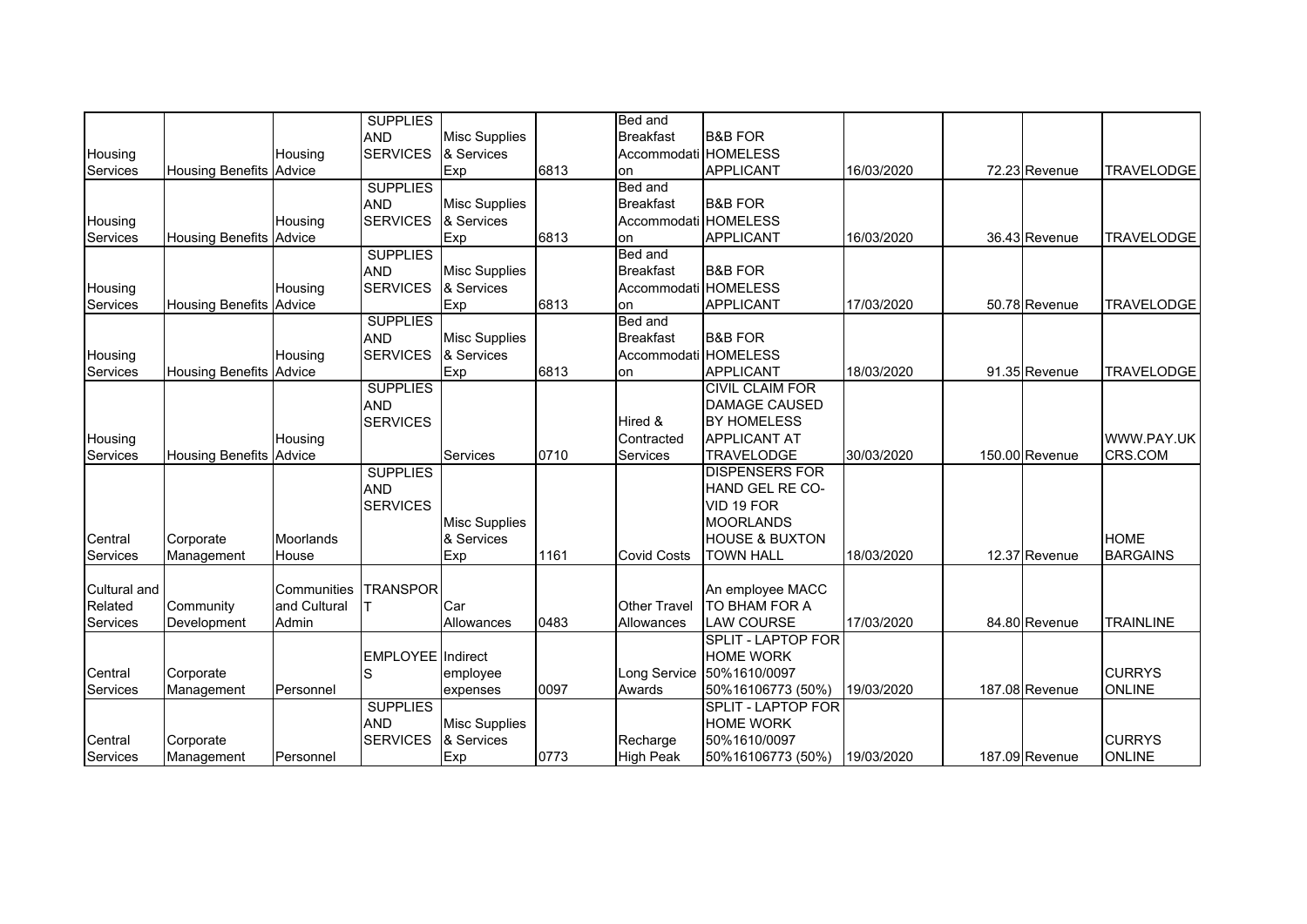| Housing Services | Housing Benefits | Housing Advice | SUPPLIES AND SERVICES | Misc Supplies & Services Exp | 6813 | Bed and Breakfast Accommodation | B&B FOR HOMELESS APPLICANT | 16/03/2020 | 72.23 | Revenue | TRAVELODGE |
|---|---|---|---|---|---|---|---|---|---|---|---|
| Housing Services | Housing Benefits | Housing Advice | SUPPLIES AND SERVICES | Misc Supplies & Services Exp | 6813 | Bed and Breakfast Accommodation | B&B FOR HOMELESS APPLICANT | 16/03/2020 | 36.43 | Revenue | TRAVELODGE |
| Housing Services | Housing Benefits | Housing Advice | SUPPLIES AND SERVICES | Misc Supplies & Services Exp | 6813 | Bed and Breakfast Accommodation | B&B FOR HOMELESS APPLICANT | 17/03/2020 | 50.78 | Revenue | TRAVELODGE |
| Housing Services | Housing Benefits | Housing Advice | SUPPLIES AND SERVICES | Misc Supplies & Services Exp | 6813 | Bed and Breakfast Accommodation | B&B FOR HOMELESS APPLICANT | 18/03/2020 | 91.35 | Revenue | TRAVELODGE |
| Housing Services | Housing Benefits | Housing Advice | SUPPLIES AND SERVICES | Services | 0710 | Hired & Contracted Services | CIVIL CLAIM FOR DAMAGE CAUSED BY HOMELESS APPLICANT AT TRAVELODGE | 30/03/2020 | 150.00 | Revenue | WWW.PAY.UKCRS.COM |
| Central Services | Corporate Management | Moorlands House | SUPPLIES AND SERVICES | Misc Supplies & Services Exp | 1161 | Covid Costs | DISPENSERS FOR HAND GEL RE CO-VID 19 FOR MOORLANDS HOUSE & BUXTON TOWN HALL | 18/03/2020 | 12.37 | Revenue | HOME BARGAINS |
| Cultural and Related Services | Community Development | Communities and Cultural Admin | TRANSPORT | Car Allowances | 0483 | Other Travel Allowances | An employee MACC TO BHAM FOR A LAW COURSE | 17/03/2020 | 84.80 | Revenue | TRAINLINE |
| Central Services | Corporate Management | Personnel | EMPLOYEES | Indirect employee expenses | 0097 | Long Service Awards | SPLIT - LAPTOP FOR HOME WORK 50%1610/0097 50%16106773 (50%) | 19/03/2020 | 187.08 | Revenue | CURRYS ONLINE |
| Central Services | Corporate Management | Personnel | SUPPLIES AND SERVICES | Misc Supplies & Services Exp | 0773 | Recharge High Peak | SPLIT - LAPTOP FOR HOME WORK 50%1610/0097 50%16106773 (50%) | 19/03/2020 | 187.09 | Revenue | CURRYS ONLINE |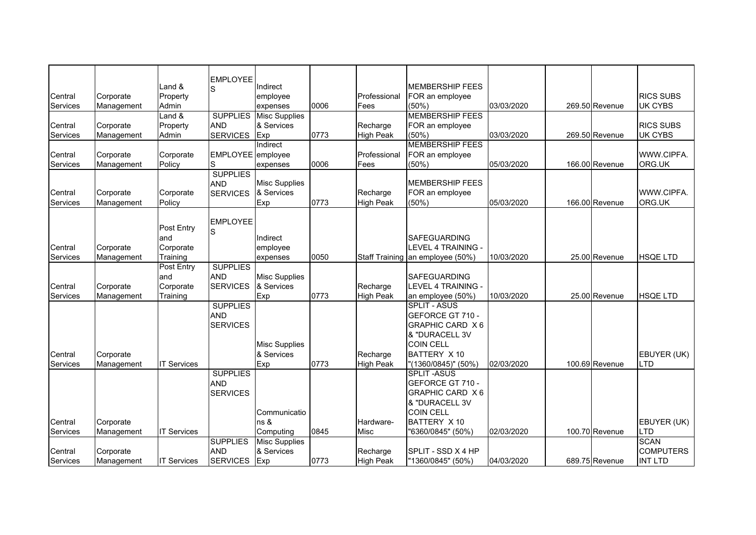| | | | | | | | | | | | |
|---|---|---|---|---|---|---|---|---|---|---|---|
| Central Services | Corporate Management | Land & Property Admin | EMPLOYEES | Indirect employee expenses | 0006 | Professional Fees | MEMBERSHIP FEES FOR an employee (50%) | 03/03/2020 | 269.50 | Revenue | RICS SUBS UK CYBS |
| Central Services | Corporate Management | Land & Property Admin | SUPPLIES AND SERVICES | Misc Supplies & Services Exp | 0773 | Recharge High Peak | MEMBERSHIP FEES FOR an employee (50%) | 03/03/2020 | 269.50 | Revenue | RICS SUBS UK CYBS |
| Central Services | Corporate Management | Corporate Policy | EMPLOYEES | Indirect employee expenses | 0006 | Professional Fees | MEMBERSHIP FEES FOR an employee (50%) | 05/03/2020 | 166.00 | Revenue | WWW.CIPFA.ORG.UK |
| Central Services | Corporate Management | Corporate Policy | SUPPLIES AND SERVICES | Misc Supplies & Services Exp | 0773 | Recharge High Peak | MEMBERSHIP FEES FOR an employee (50%) | 05/03/2020 | 166.00 | Revenue | WWW.CIPFA.ORG.UK |
| Central Services | Corporate Management | Post Entry and Corporate Training | EMPLOYEES | Indirect employee expenses | 0050 | Staff Training | SAFEGUARDING LEVEL 4 TRAINING - an employee (50%) | 10/03/2020 | 25.00 | Revenue | HSQE LTD |
| Central Services | Corporate Management | Post Entry and Corporate Training | SUPPLIES AND SERVICES | Misc Supplies & Services Exp | 0773 | Recharge High Peak | SAFEGUARDING LEVEL 4 TRAINING - an employee (50%) | 10/03/2020 | 25.00 | Revenue | HSQE LTD |
| Central Services | Corporate Management | IT Services | SUPPLIES AND SERVICES | Misc Supplies & Services Exp | 0773 | Recharge High Peak | SPLIT - ASUS GEFORCE GT 710 - GRAPHIC CARD X 6 & "DURACELL 3V COIN CELL BATTERY X 10 "(1360/0845)" (50%) | 02/03/2020 | 100.69 | Revenue | EBUYER (UK) LTD |
| Central Services | Corporate Management | IT Services | SUPPLIES AND SERVICES | Communications & Computing | 0845 | Hardware-Misc | SPLIT -ASUS GEFORCE GT 710 - GRAPHIC CARD X 6 & "DURACELL 3V COIN CELL BATTERY X 10 "6360/0845" (50%) | 02/03/2020 | 100.70 | Revenue | EBUYER (UK) LTD |
| Central Services | Corporate Management | IT Services | SUPPLIES AND SERVICES | Misc Supplies & Services Exp | 0773 | Recharge High Peak | SPLIT - SSD X 4 HP "1360/0845" (50%) | 04/03/2020 | 689.75 | Revenue | SCAN COMPUTERS INT LTD |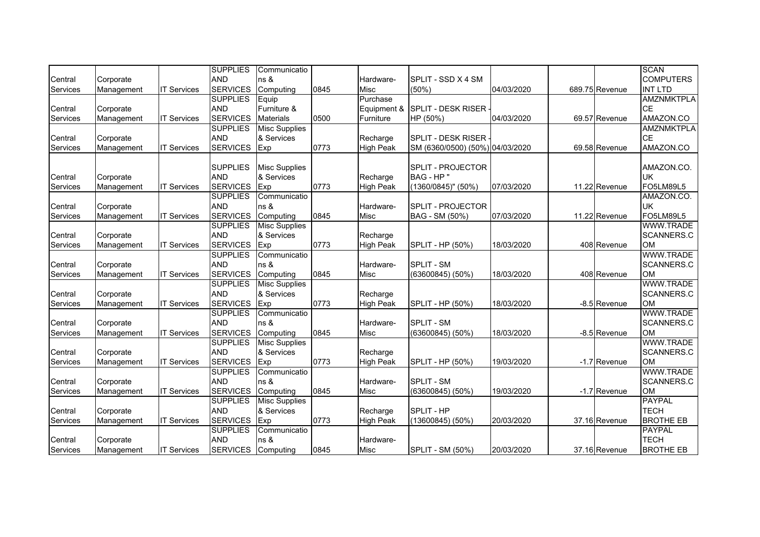| | | | | | | | | | | | |
|---|---|---|---|---|---|---|---|---|---|---|---|
| Central Services | Corporate Management | IT Services | SUPPLIES AND SERVICES | Communications & Computing | 0845 | Hardware-Misc | SPLIT - SSD X 4 SM (50%) | 04/03/2020 | | 689.75 | Revenue | SCAN COMPUTERS INT LTD |
| Central Services | Corporate Management | IT Services | SUPPLIES AND SERVICES | Equip Furniture & Materials | 0500 | Purchase Equipment & Furniture | SPLIT - DESK RISER - HP (50%) | 04/03/2020 | | 69.57 | Revenue | AMZNMKTPLACE AMAZON.CO |
| Central Services | Corporate Management | IT Services | SUPPLIES AND SERVICES | Misc Supplies & Services Exp | 0773 | Recharge High Peak | SPLIT - DESK RISER - SM (6360/0500) (50%) | 04/03/2020 | | 69.58 | Revenue | AMZNMKTPLACE AMAZON.CO |
| Central Services | Corporate Management | IT Services | SUPPLIES AND SERVICES | Misc Supplies & Services Exp | 0773 | Recharge High Peak | SPLIT - PROJECTOR BAG - HP " (1360/0845)" (50%) | 07/03/2020 | | 11.22 | Revenue | AMAZON.CO.UK FO5LM89L5 |
| Central Services | Corporate Management | IT Services | SUPPLIES AND SERVICES | Communications & Computing | 0845 | Hardware-Misc | SPLIT - PROJECTOR BAG - SM (50%) | 07/03/2020 | | 11.22 | Revenue | AMAZON.CO.UK FO5LM89L5 |
| Central Services | Corporate Management | IT Services | SUPPLIES AND SERVICES | Misc Supplies & Services Exp | 0773 | Recharge High Peak | SPLIT - HP (50%) | 18/03/2020 | | 408 | Revenue | WWW.TRADESCANNERS.COM |
| Central Services | Corporate Management | IT Services | SUPPLIES AND SERVICES | Communications & Computing | 0845 | Hardware-Misc | SPLIT - SM (63600845) (50%) | 18/03/2020 | | 408 | Revenue | WWW.TRADESCANNERS.COM |
| Central Services | Corporate Management | IT Services | SUPPLIES AND SERVICES | Misc Supplies & Services Exp | 0773 | Recharge High Peak | SPLIT - HP (50%) | 18/03/2020 | | -8.5 | Revenue | WWW.TRADESCANNERS.COM |
| Central Services | Corporate Management | IT Services | SUPPLIES AND SERVICES | Communications & Computing | 0845 | Hardware-Misc | SPLIT - SM (63600845) (50%) | 18/03/2020 | | -8.5 | Revenue | WWW.TRADESCANNERS.COM |
| Central Services | Corporate Management | IT Services | SUPPLIES AND SERVICES | Misc Supplies & Services Exp | 0773 | Recharge High Peak | SPLIT - HP (50%) | 19/03/2020 | | -1.7 | Revenue | WWW.TRADESCANNERS.COM |
| Central Services | Corporate Management | IT Services | SUPPLIES AND SERVICES | Communications & Computing | 0845 | Hardware-Misc | SPLIT - SM (63600845) (50%) | 19/03/2020 | | -1.7 | Revenue | WWW.TRADESCANNERS.COM |
| Central Services | Corporate Management | IT Services | SUPPLIES AND SERVICES | Misc Supplies & Services Exp | 0773 | Recharge High Peak | SPLIT - HP (13600845) (50%) | 20/03/2020 | | 37.16 | Revenue | PAYPAL TECH BROTHE EB |
| Central Services | Corporate Management | IT Services | SUPPLIES AND SERVICES | Communications & Computing | 0845 | Hardware-Misc | SPLIT - SM (50%) | 20/03/2020 | | 37.16 | Revenue | PAYPAL TECH BROTHE EB |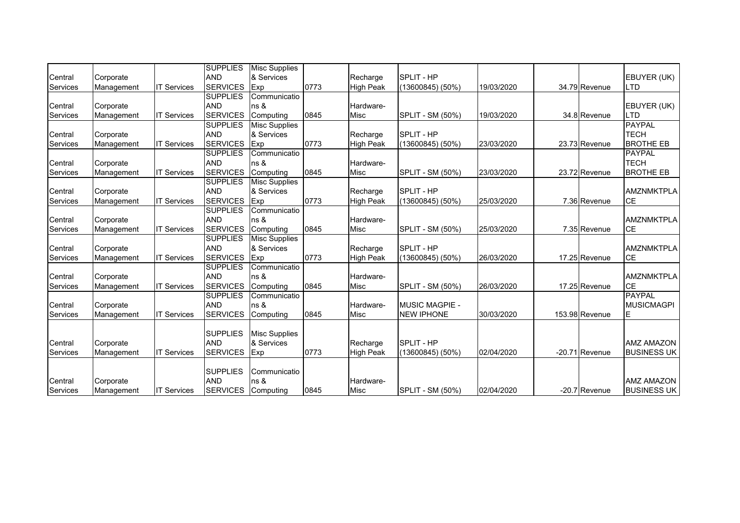| | | | | | | | | | | | |
|---|---|---|---|---|---|---|---|---|---|---|---|
| Central Services | Corporate Management | IT Services | SUPPLIES AND SERVICES | Misc Supplies & Services Exp | 0773 | Recharge High Peak | SPLIT - HP (13600845) (50%) | 19/03/2020 | 34.79 | Revenue | EBUYER (UK) LTD |
| Central Services | Corporate Management | IT Services | SUPPLIES AND SERVICES | Communications & Computing | 0845 | Hardware-Misc | SPLIT - SM (50%) | 19/03/2020 | 34.8 | Revenue | EBUYER (UK) LTD |
| Central Services | Corporate Management | IT Services | SUPPLIES AND SERVICES | Misc Supplies & Services Exp | 0773 | Recharge High Peak | SPLIT - HP (13600845) (50%) | 23/03/2020 | 23.73 | Revenue | PAYPAL TECH BROTHE EB |
| Central Services | Corporate Management | IT Services | SUPPLIES AND SERVICES | Communications & Computing | 0845 | Hardware-Misc | SPLIT - SM (50%) | 23/03/2020 | 23.72 | Revenue | PAYPAL TECH BROTHE EB |
| Central Services | Corporate Management | IT Services | SUPPLIES AND SERVICES | Misc Supplies & Services Exp | 0773 | Recharge High Peak | SPLIT - HP (13600845) (50%) | 25/03/2020 | 7.36 | Revenue | AMZNMKTPLACE |
| Central Services | Corporate Management | IT Services | SUPPLIES AND SERVICES | Communications & Computing | 0845 | Hardware-Misc | SPLIT - SM (50%) | 25/03/2020 | 7.35 | Revenue | AMZNMKTPLACE |
| Central Services | Corporate Management | IT Services | SUPPLIES AND SERVICES | Misc Supplies & Services Exp | 0773 | Recharge High Peak | SPLIT - HP (13600845) (50%) | 26/03/2020 | 17.25 | Revenue | AMZNMKTPLACE |
| Central Services | Corporate Management | IT Services | SUPPLIES AND SERVICES | Communications & Computing | 0845 | Hardware-Misc | SPLIT - SM (50%) | 26/03/2020 | 17.25 | Revenue | AMZNMKTPLACE |
| Central Services | Corporate Management | IT Services | SUPPLIES AND SERVICES | Communications & Computing | 0845 | Hardware-Misc | MUSIC MAGPIE - NEW IPHONE | 30/03/2020 | 153.98 | Revenue | PAYPAL MUSICMAGPIE |
| Central Services | Corporate Management | IT Services | SUPPLIES AND SERVICES | Misc Supplies & Services Exp | 0773 | Recharge High Peak | SPLIT - HP (13600845) (50%) | 02/04/2020 | -20.71 | Revenue | AMZ AMAZON BUSINESS UK |
| Central Services | Corporate Management | IT Services | SUPPLIES AND SERVICES | Communications & Computing | 0845 | Hardware-Misc | SPLIT - SM (50%) | 02/04/2020 | -20.7 | Revenue | AMZ AMAZON BUSINESS UK |